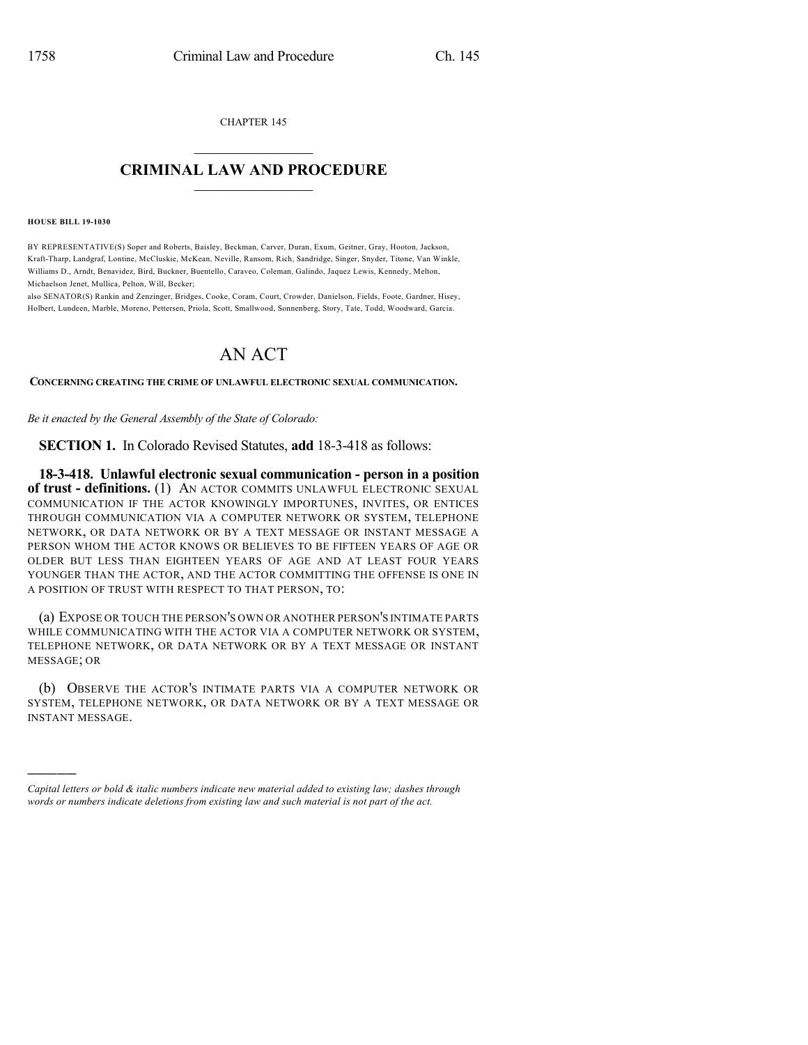CHAPTER 145

# CRIMINAL LAW AND PROCEDURE

**HOUSE BILL 19-1030**

BY REPRESENTATIVE(S) Soper and Roberts, Baisley, Beckman, Carver, Duran, Exum, Geitner, Gray, Hooton, Jackson, Kraft-Tharp, Landgraf, Lontine, McCluskie, McKean, Neville, Ransom, Rich, Sandridge, Singer, Snyder, Titone, Van Winkle, Williams D., Arndt, Benavidez, Bird, Buckner, Buentello, Caraveo, Coleman, Galindo, Jaquez Lewis, Kennedy, Melton, Michaelson Jenet, Mullica, Pelton, Will, Becker;
also SENATOR(S) Rankin and Zenzinger, Bridges, Cooke, Coram, Court, Crowder, Danielson, Fields, Foote, Gardner, Hisey, Holbert, Lundeen, Marble, Moreno, Pettersen, Priola, Scott, Smallwood, Sonnenberg, Story, Tate, Todd, Woodward, Garcia.

# AN ACT

**CONCERNING CREATING THE CRIME OF UNLAWFUL ELECTRONIC SEXUAL COMMUNICATION.**

*Be it enacted by the General Assembly of the State of Colorado:*

**SECTION 1.** In Colorado Revised Statutes, **add** 18-3-418 as follows:

**18-3-418. Unlawful electronic sexual communication - person in a position of trust - definitions.** (1) AN ACTOR COMMITS UNLAWFUL ELECTRONIC SEXUAL COMMUNICATION IF THE ACTOR KNOWINGLY IMPORTUNES, INVITES, OR ENTICES THROUGH COMMUNICATION VIA A COMPUTER NETWORK OR SYSTEM, TELEPHONE NETWORK, OR DATA NETWORK OR BY A TEXT MESSAGE OR INSTANT MESSAGE A PERSON WHOM THE ACTOR KNOWS OR BELIEVES TO BE FIFTEEN YEARS OF AGE OR OLDER BUT LESS THAN EIGHTEEN YEARS OF AGE AND AT LEAST FOUR YEARS YOUNGER THAN THE ACTOR, AND THE ACTOR COMMITTING THE OFFENSE IS ONE IN A POSITION OF TRUST WITH RESPECT TO THAT PERSON, TO:

(a) EXPOSE OR TOUCH THE PERSON'S OWN OR ANOTHER PERSON'S INTIMATE PARTS WHILE COMMUNICATING WITH THE ACTOR VIA A COMPUTER NETWORK OR SYSTEM, TELEPHONE NETWORK, OR DATA NETWORK OR BY A TEXT MESSAGE OR INSTANT MESSAGE; OR

(b) OBSERVE THE ACTOR'S INTIMATE PARTS VIA A COMPUTER NETWORK OR SYSTEM, TELEPHONE NETWORK, OR DATA NETWORK OR BY A TEXT MESSAGE OR INSTANT MESSAGE.

---

*Capital letters or bold & italic numbers indicate new material added to existing law; dashes through words or numbers indicate deletions from existing law and such material is not part of the act.*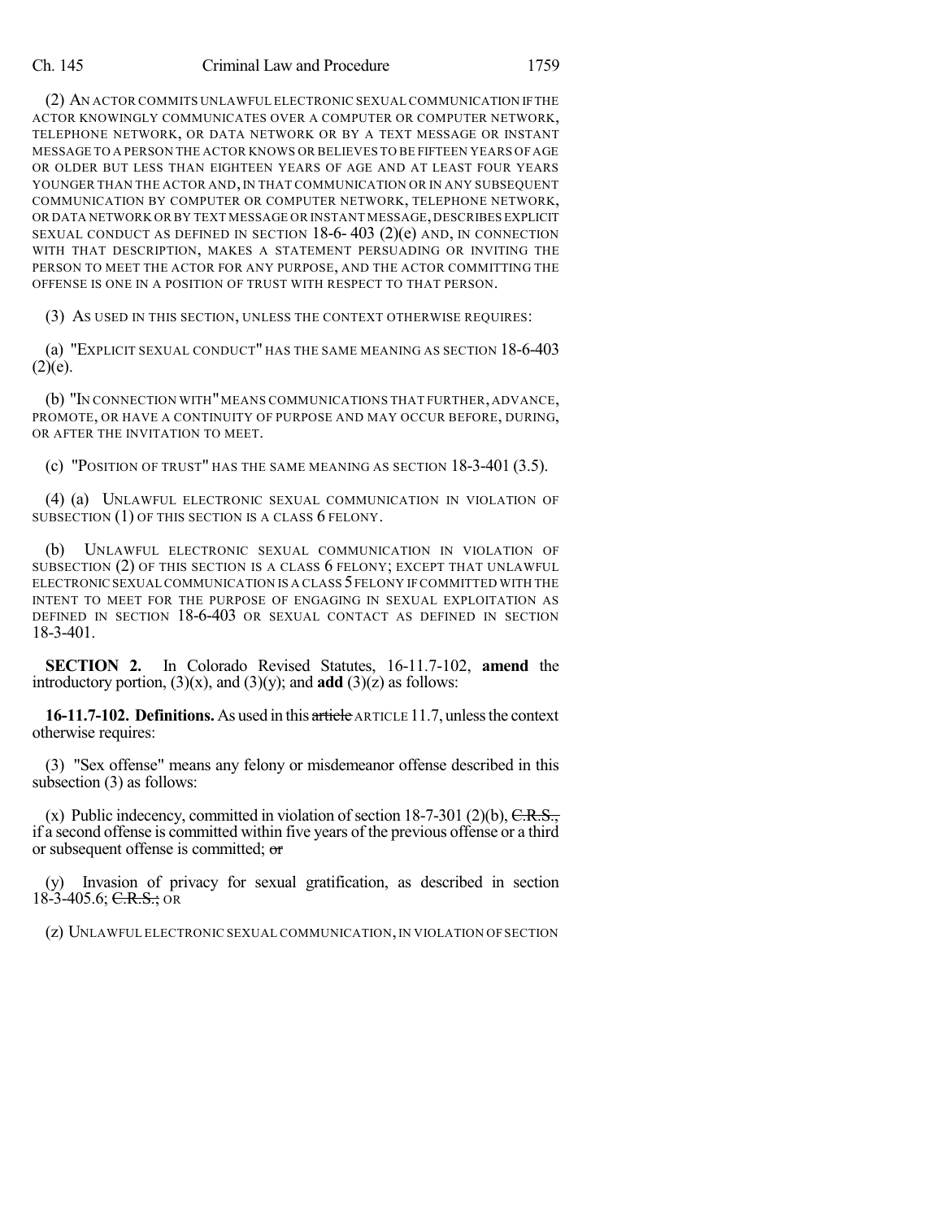(2) AN ACTOR COMMITS UNLAWFUL ELECTRONIC SEXUAL COMMUNICATION IF THE ACTOR KNOWINGLY COMMUNICATES OVER A COMPUTER OR COMPUTER NETWORK, TELEPHONE NETWORK, OR DATA NETWORK OR BY A TEXT MESSAGE OR INSTANT MESSAGE TO A PERSON THE ACTOR KNOWS OR BELIEVES TO BE FIFTEEN YEARS OF AGE OR OLDER BUT LESS THAN EIGHTEEN YEARS OF AGE AND AT LEAST FOUR YEARS YOUNGER THAN THE ACTOR AND, IN THAT COMMUNICATION OR IN ANY SUBSEQUENT COMMUNICATION BY COMPUTER OR COMPUTER NETWORK, TELEPHONE NETWORK, OR DATA NETWORK OR BY TEXT MESSAGE OR INSTANT MESSAGE, DESCRIBES EXPLICIT SEXUAL CONDUCT AS DEFINED IN SECTION 18-6- 403 (2)(e) AND, IN CONNECTION WITH THAT DESCRIPTION, MAKES A STATEMENT PERSUADING OR INVITING THE PERSON TO MEET THE ACTOR FOR ANY PURPOSE, AND THE ACTOR COMMITTING THE OFFENSE IS ONE IN A POSITION OF TRUST WITH RESPECT TO THAT PERSON.

(3) AS USED IN THIS SECTION, UNLESS THE CONTEXT OTHERWISE REQUIRES:

(a) "EXPLICIT SEXUAL CONDUCT" HAS THE SAME MEANING AS SECTION 18-6-403 (2)(e).

(b) "IN CONNECTION WITH" MEANS COMMUNICATIONS THAT FURTHER, ADVANCE, PROMOTE, OR HAVE A CONTINUITY OF PURPOSE AND MAY OCCUR BEFORE, DURING, OR AFTER THE INVITATION TO MEET.

(c) "POSITION OF TRUST" HAS THE SAME MEANING AS SECTION 18-3-401 (3.5).

(4) (a) UNLAWFUL ELECTRONIC SEXUAL COMMUNICATION IN VIOLATION OF SUBSECTION (1) OF THIS SECTION IS A CLASS 6 FELONY.

(b) UNLAWFUL ELECTRONIC SEXUAL COMMUNICATION IN VIOLATION OF SUBSECTION (2) OF THIS SECTION IS A CLASS 6 FELONY; EXCEPT THAT UNLAWFUL ELECTRONIC SEXUAL COMMUNICATION IS A CLASS 5 FELONY IF COMMITTED WITH THE INTENT TO MEET FOR THE PURPOSE OF ENGAGING IN SEXUAL EXPLOITATION AS DEFINED IN SECTION 18-6-403 OR SEXUAL CONTACT AS DEFINED IN SECTION 18-3-401.

**SECTION 2.** In Colorado Revised Statutes, 16-11.7-102, **amend** the introductory portion, (3)(x), and (3)(y); and **add** (3)(z) as follows:

**16-11.7-102. Definitions.** As used in this ~~article~~ ARTICLE 11.7, unless the context otherwise requires:

(3) "Sex offense" means any felony or misdemeanor offense described in this subsection (3) as follows:

(x) Public indecency, committed in violation of section 18-7-301 (2)(b), ~~C.R.S.,~~ if a second offense is committed within five years of the previous offense or a third or subsequent offense is committed; ~~or~~

(y) Invasion of privacy for sexual gratification, as described in section 18-3-405.6; ~~C.R.S.;~~ OR

(z) UNLAWFUL ELECTRONIC SEXUAL COMMUNICATION, IN VIOLATION OF SECTION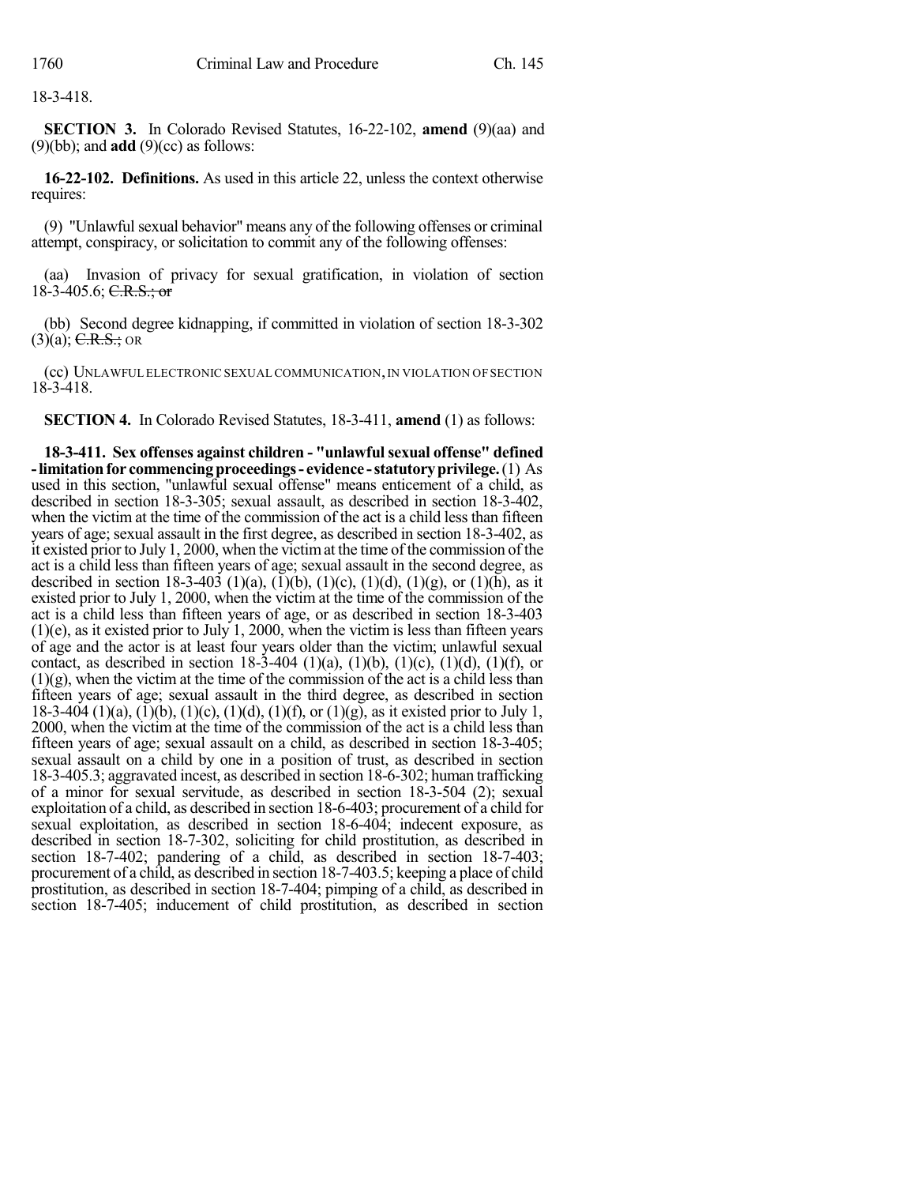18-3-418.

**SECTION 3.** In Colorado Revised Statutes, 16-22-102, **amend** (9)(aa) and (9)(bb); and **add** (9)(cc) as follows:

**16-22-102. Definitions.** As used in this article 22, unless the context otherwise requires:

(9) "Unlawful sexual behavior" means any of the following offenses or criminal attempt, conspiracy, or solicitation to commit any of the following offenses:

(aa) Invasion of privacy for sexual gratification, in violation of section 18-3-405.6; ~~C.R.S.; or~~

(bb) Second degree kidnapping, if committed in violation of section 18-3-302 (3)(a); ~~C.R.S.;~~ OR

(cc) UNLAWFUL ELECTRONIC SEXUAL COMMUNICATION, IN VIOLATION OF SECTION 18-3-418.

**SECTION 4.** In Colorado Revised Statutes, 18-3-411, **amend** (1) as follows:

**18-3-411. Sex offenses against children - "unlawful sexual offense" defined - limitation for commencing proceedings - evidence - statutory privilege.** (1) As used in this section, "unlawful sexual offense" means enticement of a child, as described in section 18-3-305; sexual assault, as described in section 18-3-402, when the victim at the time of the commission of the act is a child less than fifteen years of age; sexual assault in the first degree, as described in section 18-3-402, as it existed prior to July 1, 2000, when the victim at the time of the commission of the act is a child less than fifteen years of age; sexual assault in the second degree, as described in section 18-3-403 (1)(a), (1)(b), (1)(c), (1)(d), (1)(g), or (1)(h), as it existed prior to July 1, 2000, when the victim at the time of the commission of the act is a child less than fifteen years of age, or as described in section 18-3-403 (1)(e), as it existed prior to July 1, 2000, when the victim is less than fifteen years of age and the actor is at least four years older than the victim; unlawful sexual contact, as described in section 18-3-404 (1)(a), (1)(b), (1)(c), (1)(d), (1)(f), or (1)(g), when the victim at the time of the commission of the act is a child less than fifteen years of age; sexual assault in the third degree, as described in section 18-3-404 (1)(a), (1)(b), (1)(c), (1)(d), (1)(f), or (1)(g), as it existed prior to July 1, 2000, when the victim at the time of the commission of the act is a child less than fifteen years of age; sexual assault on a child, as described in section 18-3-405; sexual assault on a child by one in a position of trust, as described in section 18-3-405.3; aggravated incest, as described in section 18-6-302; human trafficking of a minor for sexual servitude, as described in section 18-3-504 (2); sexual exploitation of a child, as described in section 18-6-403; procurement of a child for sexual exploitation, as described in section 18-6-404; indecent exposure, as described in section 18-7-302, soliciting for child prostitution, as described in section 18-7-402; pandering of a child, as described in section 18-7-403; procurement of a child, as described in section 18-7-403.5; keeping a place of child prostitution, as described in section 18-7-404; pimping of a child, as described in section 18-7-405; inducement of child prostitution, as described in section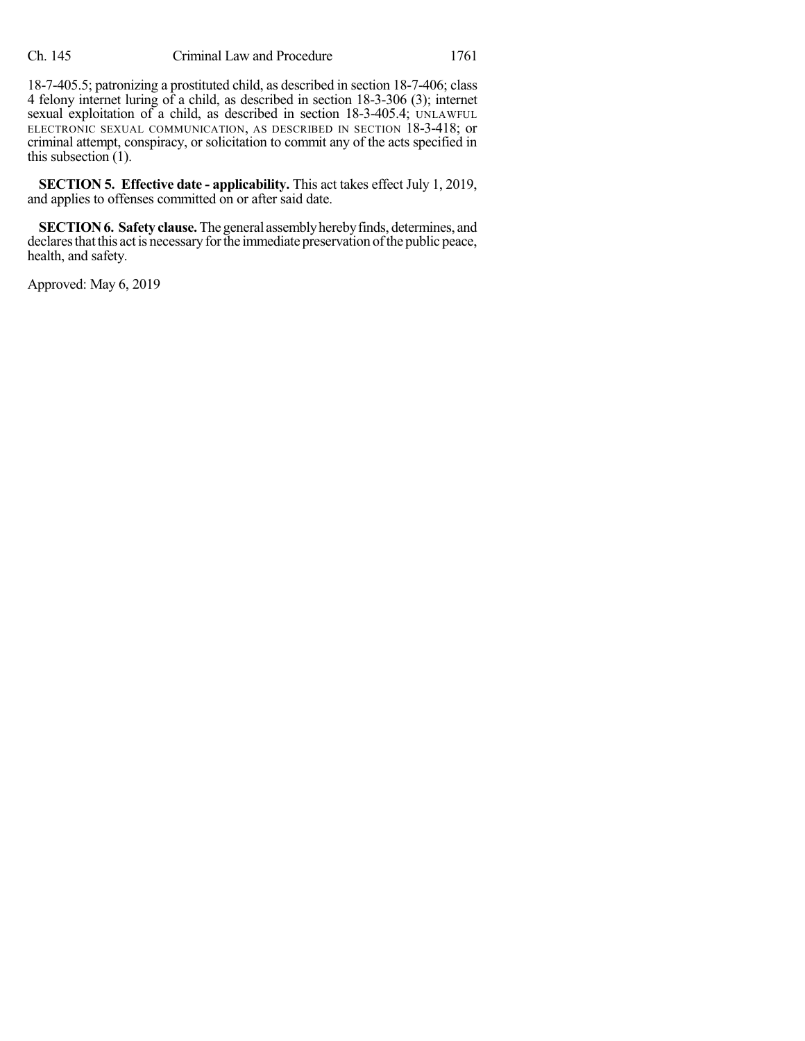18-7-405.5; patronizing a prostituted child, as described in section 18-7-406; class 4 felony internet luring of a child, as described in section 18-3-306 (3); internet sexual exploitation of a child, as described in section 18-3-405.4; UNLAWFUL ELECTRONIC SEXUAL COMMUNICATION, AS DESCRIBED IN SECTION 18-3-418; or criminal attempt, conspiracy, or solicitation to commit any of the acts specified in this subsection (1).

**SECTION 5. Effective date - applicability.** This act takes effect July 1, 2019, and applies to offenses committed on or after said date.

**SECTION 6. Safety clause.** The general assembly hereby finds, determines, and declares that this act is necessary for the immediate preservation of the public peace, health, and safety.

Approved: May 6, 2019